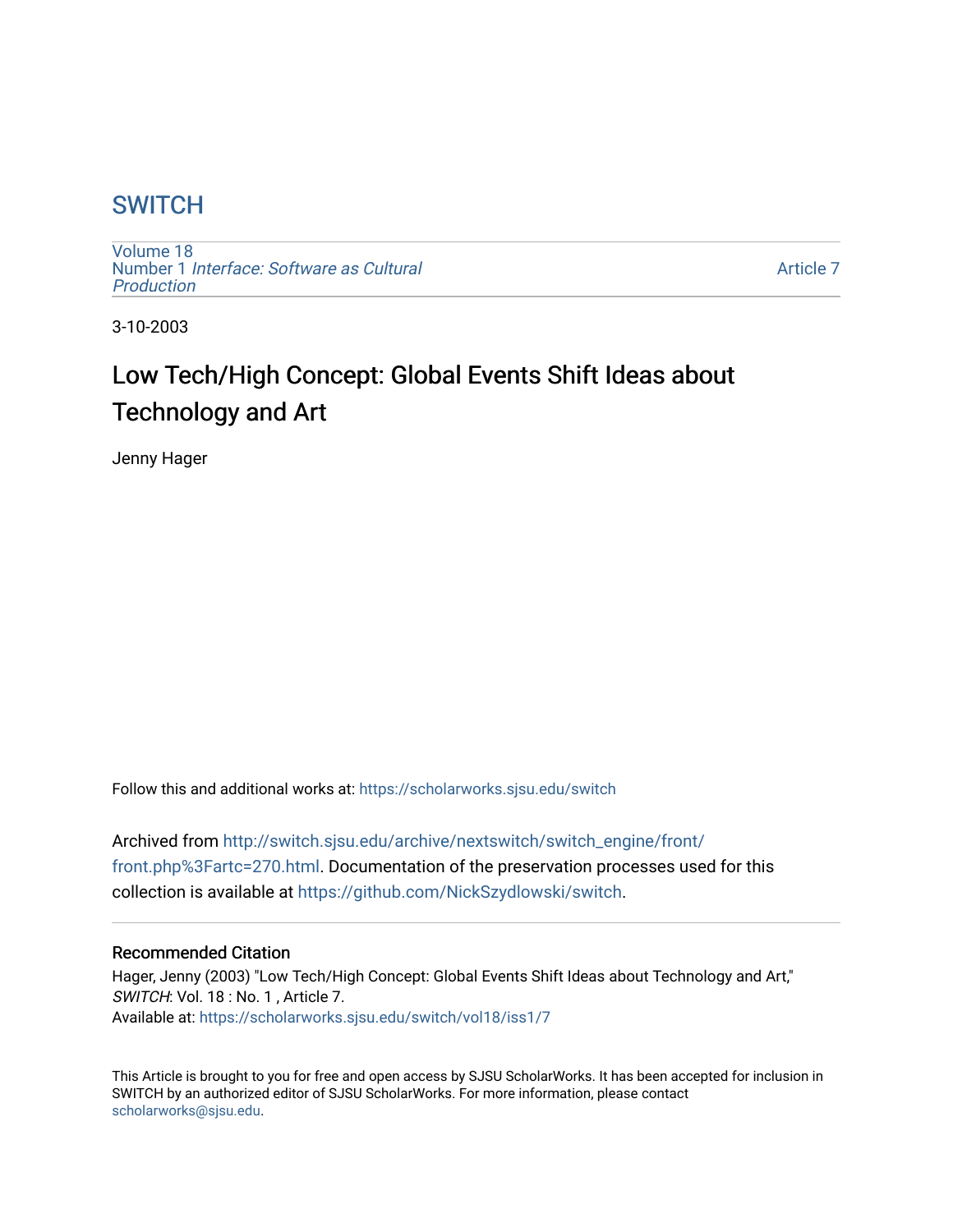# SWITCH

Volume 18
Number 1 *Interface: Software as Cultural Production*

Article 7

3-10-2003

## Low Tech/High Concept: Global Events Shift Ideas about Technology and Art

Jenny Hager

Follow this and additional works at: https://scholarworks.sjsu.edu/switch

Archived from http://switch.sjsu.edu/archive/nextswitch/switch_engine/front/front.php%3Fartc=270.html. Documentation of the preservation processes used for this collection is available at https://github.com/NickSzydlowski/switch.

### Recommended Citation

Hager, Jenny (2003) "Low Tech/High Concept: Global Events Shift Ideas about Technology and Art," *SWITCH*: Vol. 18 : No. 1 , Article 7.
Available at: https://scholarworks.sjsu.edu/switch/vol18/iss1/7

This Article is brought to you for free and open access by SJSU ScholarWorks. It has been accepted for inclusion in SWITCH by an authorized editor of SJSU ScholarWorks. For more information, please contact scholarworks@sjsu.edu.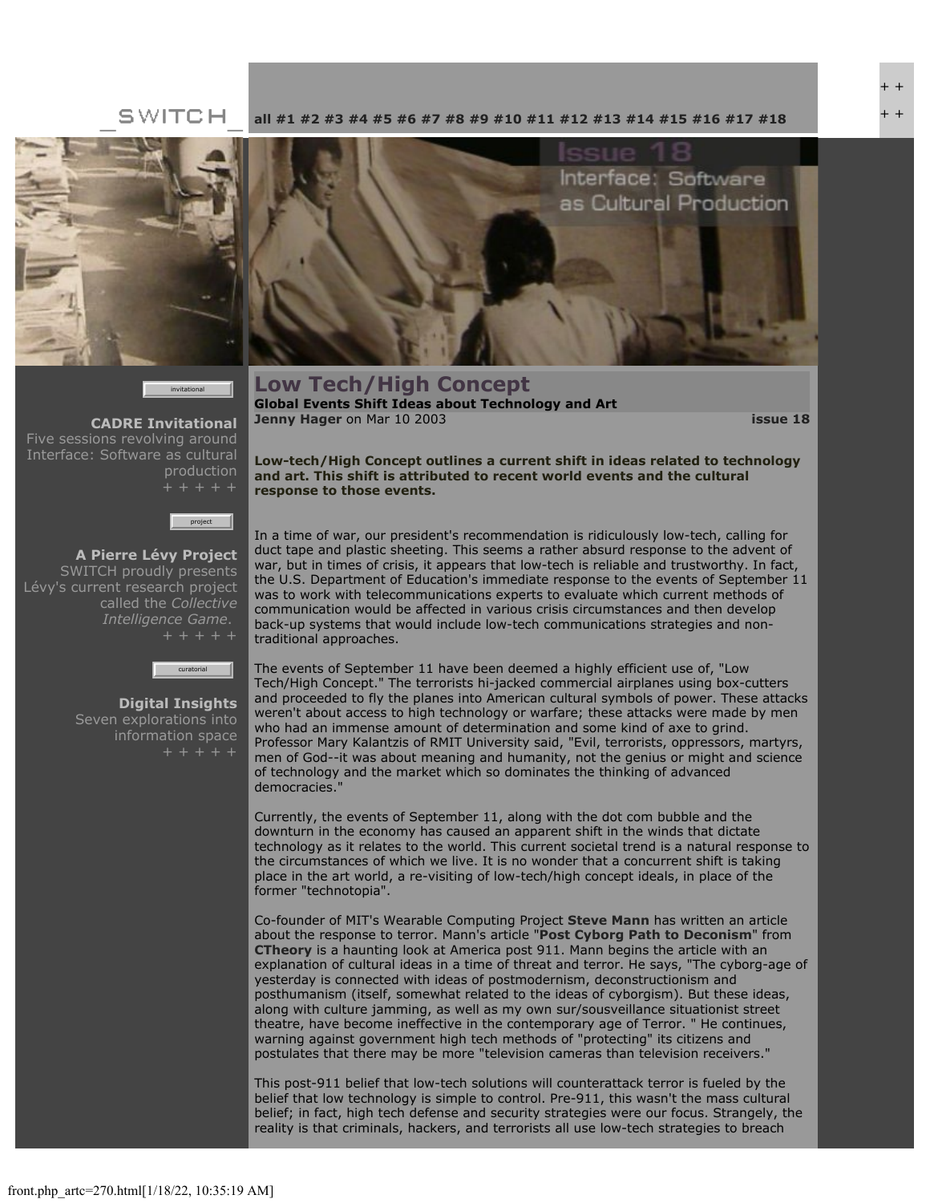_SWITCH_

all #1 #2 #3 #4 #5 #6 #7 #8 #9 #10 #11 #12 #13 #14 #15 #16 #17 #18

+ +

+ +

invitational

**CADRE Invitational**
Five sessions revolving around Interface: Software as cultural production
+ + + + +

project

**A Pierre Lévy Project**
SWITCH proudly presents Lévy's current research project called the *Collective Intelligence Game*.
+ + + + +

curatorial

**Digital Insights**
Seven explorations into information space
+ + + + +

# Low Tech/High Concept

**Global Events Shift Ideas about Technology and Art**

**Jenny Hager** on Mar 10 2003 **issue 18**

**Low-tech/High Concept outlines a current shift in ideas related to technology and art. This shift is attributed to recent world events and the cultural response to those events.**

In a time of war, our president's recommendation is ridiculously low-tech, calling for duct tape and plastic sheeting. This seems a rather absurd response to the advent of war, but in times of crisis, it appears that low-tech is reliable and trustworthy. In fact, the U.S. Department of Education's immediate response to the events of September 11 was to work with telecommunications experts to evaluate which current methods of communication would be affected in various crisis circumstances and then develop back-up systems that would include low-tech communications strategies and non-traditional approaches.

The events of September 11 have been deemed a highly efficient use of, "Low Tech/High Concept." The terrorists hi-jacked commercial airplanes using box-cutters and proceeded to fly the planes into American cultural symbols of power. These attacks weren't about access to high technology or warfare; these attacks were made by men who had an immense amount of determination and some kind of axe to grind. Professor Mary Kalantzis of RMIT University said, "Evil, terrorists, oppressors, martyrs, men of God--it was about meaning and humanity, not the genius or might and science of technology and the market which so dominates the thinking of advanced democracies."

Currently, the events of September 11, along with the dot com bubble and the downturn in the economy has caused an apparent shift in the winds that dictate technology as it relates to the world. This current societal trend is a natural response to the circumstances of which we live. It is no wonder that a concurrent shift is taking place in the art world, a re-visiting of low-tech/high concept ideals, in place of the former "technotopia".

Co-founder of MIT's Wearable Computing Project **Steve Mann** has written an article about the response to terror. Mann's article "**Post Cyborg Path to Deconism**" from **CTheory** is a haunting look at America post 911. Mann begins the article with an explanation of cultural ideas in a time of threat and terror. He says, "The cyborg-age of yesterday is connected with ideas of postmodernism, deconstructionism and posthumanism (itself, somewhat related to the ideas of cyborgism). But these ideas, along with culture jamming, as well as my own sur/sousveillance situationist street theatre, have become ineffective in the contemporary age of Terror. " He continues, warning against government high tech methods of "protecting" its citizens and postulates that there may be more "television cameras than television receivers."

This post-911 belief that low-tech solutions will counterattack terror is fueled by the belief that low technology is simple to control. Pre-911, this wasn't the mass cultural belief; in fact, high tech defense and security strategies were our focus. Strangely, the reality is that criminals, hackers, and terrorists all use low-tech strategies to breach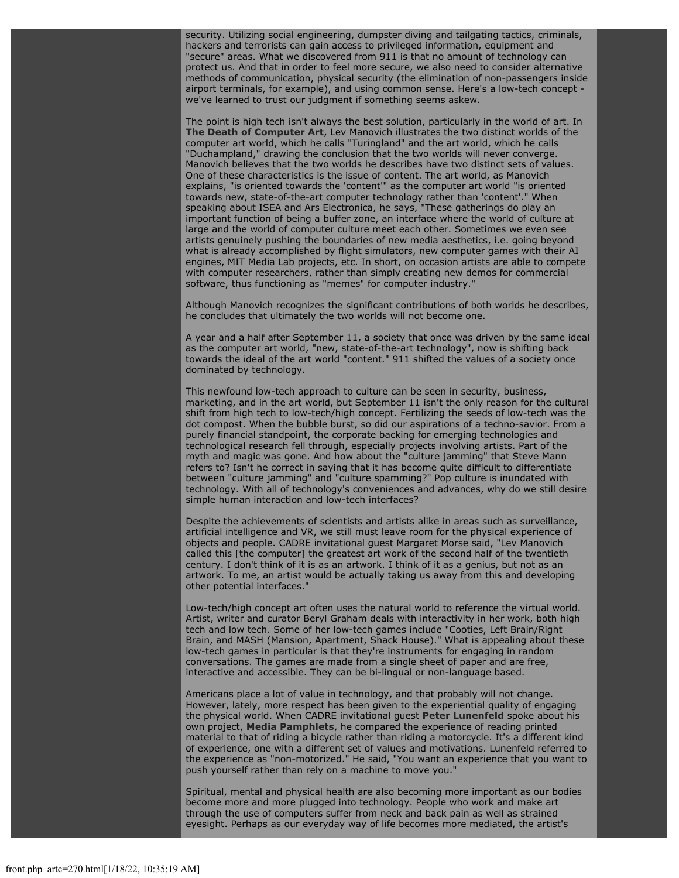security. Utilizing social engineering, dumpster diving and tailgating tactics, criminals, hackers and terrorists can gain access to privileged information, equipment and "secure" areas. What we discovered from 911 is that no amount of technology can protect us. And that in order to feel more secure, we also need to consider alternative methods of communication, physical security (the elimination of non-passengers inside airport terminals, for example), and using common sense. Here's a low-tech concept - we've learned to trust our judgment if something seems askew.

The point is high tech isn't always the best solution, particularly in the world of art. In **The Death of Computer Art**, Lev Manovich illustrates the two distinct worlds of the computer art world, which he calls "Turingland" and the art world, which he calls "Duchampland," drawing the conclusion that the two worlds will never converge. Manovich believes that the two worlds he describes have two distinct sets of values. One of these characteristics is the issue of content. The art world, as Manovich explains, "is oriented towards the 'content'" as the computer art world "is oriented towards new, state-of-the-art computer technology rather than 'content'." When speaking about ISEA and Ars Electronica, he says, "These gatherings do play an important function of being a buffer zone, an interface where the world of culture at large and the world of computer culture meet each other. Sometimes we even see artists genuinely pushing the boundaries of new media aesthetics, i.e. going beyond what is already accomplished by flight simulators, new computer games with their AI engines, MIT Media Lab projects, etc. In short, on occasion artists are able to compete with computer researchers, rather than simply creating new demos for commercial software, thus functioning as "memes" for computer industry."

Although Manovich recognizes the significant contributions of both worlds he describes, he concludes that ultimately the two worlds will not become one.

A year and a half after September 11, a society that once was driven by the same ideal as the computer art world, "new, state-of-the-art technology", now is shifting back towards the ideal of the art world "content." 911 shifted the values of a society once dominated by technology.

This newfound low-tech approach to culture can be seen in security, business, marketing, and in the art world, but September 11 isn't the only reason for the cultural shift from high tech to low-tech/high concept. Fertilizing the seeds of low-tech was the dot compost. When the bubble burst, so did our aspirations of a techno-savior. From a purely financial standpoint, the corporate backing for emerging technologies and technological research fell through, especially projects involving artists. Part of the myth and magic was gone. And how about the "culture jamming" that Steve Mann refers to? Isn't he correct in saying that it has become quite difficult to differentiate between "culture jamming" and "culture spamming?" Pop culture is inundated with technology. With all of technology's conveniences and advances, why do we still desire simple human interaction and low-tech interfaces?

Despite the achievements of scientists and artists alike in areas such as surveillance, artificial intelligence and VR, we still must leave room for the physical experience of objects and people. CADRE invitational guest Margaret Morse said, "Lev Manovich called this [the computer] the greatest art work of the second half of the twentieth century. I don't think of it is as an artwork. I think of it as a genius, but not as an artwork. To me, an artist would be actually taking us away from this and developing other potential interfaces."

Low-tech/high concept art often uses the natural world to reference the virtual world. Artist, writer and curator Beryl Graham deals with interactivity in her work, both high tech and low tech. Some of her low-tech games include "Cooties, Left Brain/Right Brain, and MASH (Mansion, Apartment, Shack House)." What is appealing about these low-tech games in particular is that they're instruments for engaging in random conversations. The games are made from a single sheet of paper and are free, interactive and accessible. They can be bi-lingual or non-language based.

Americans place a lot of value in technology, and that probably will not change. However, lately, more respect has been given to the experiential quality of engaging the physical world. When CADRE invitational guest **Peter Lunenfeld** spoke about his own project, **Media Pamphlets**, he compared the experience of reading printed material to that of riding a bicycle rather than riding a motorcycle. It's a different kind of experience, one with a different set of values and motivations. Lunenfeld referred to the experience as "non-motorized." He said, "You want an experience that you want to push yourself rather than rely on a machine to move you."

Spiritual, mental and physical health are also becoming more important as our bodies become more and more plugged into technology. People who work and make art through the use of computers suffer from neck and back pain as well as strained eyesight. Perhaps as our everyday way of life becomes more mediated, the artist's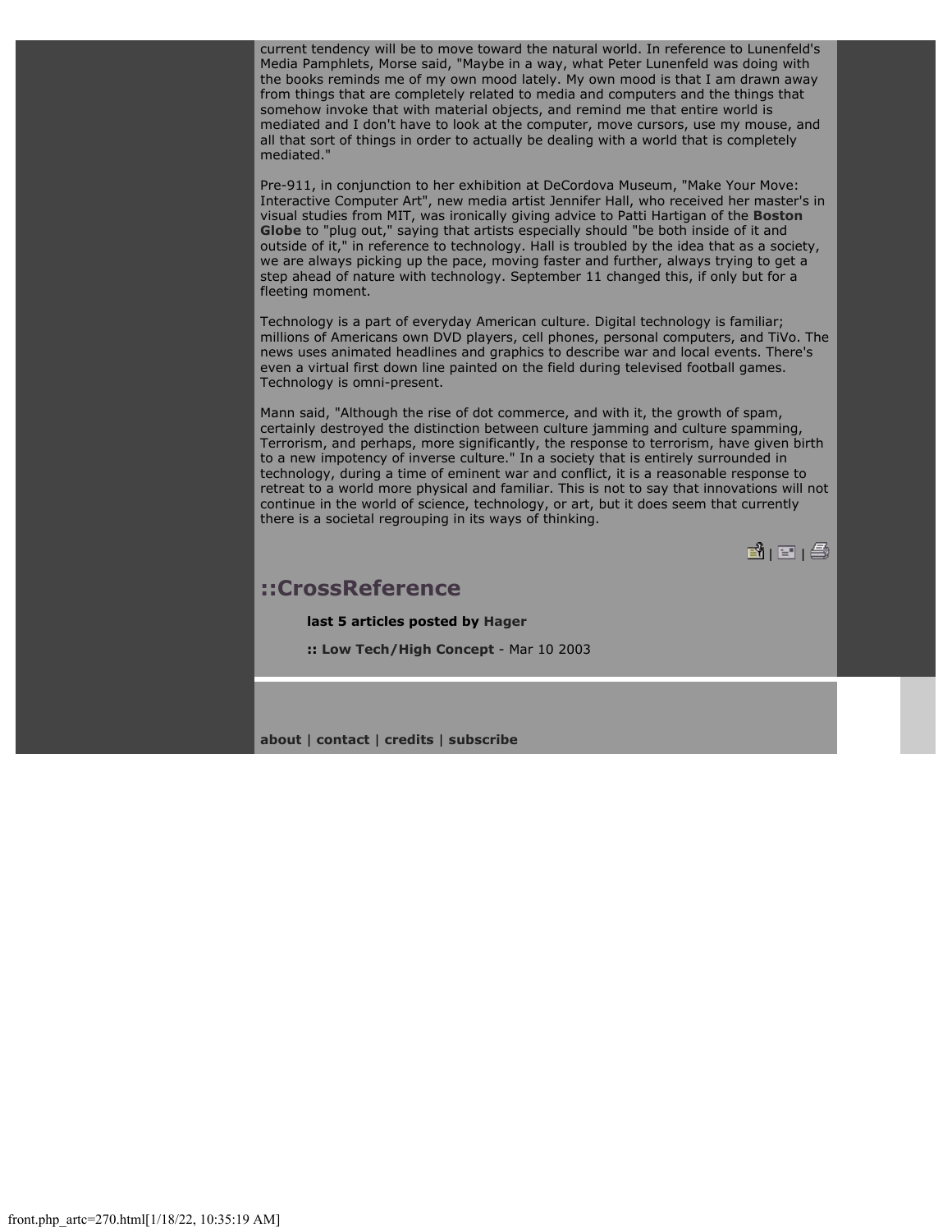current tendency will be to move toward the natural world. In reference to Lunenfeld's Media Pamphlets, Morse said, "Maybe in a way, what Peter Lunenfeld was doing with the books reminds me of my own mood lately. My own mood is that I am drawn away from things that are completely related to media and computers and the things that somehow invoke that with material objects, and remind me that entire world is mediated and I don't have to look at the computer, move cursors, use my mouse, and all that sort of things in order to actually be dealing with a world that is completely mediated."

Pre-911, in conjunction to her exhibition at DeCordova Museum, "Make Your Move: Interactive Computer Art", new media artist Jennifer Hall, who received her master's in visual studies from MIT, was ironically giving advice to Patti Hartigan of the **Boston Globe** to "plug out," saying that artists especially should "be both inside of it and outside of it," in reference to technology. Hall is troubled by the idea that as a society, we are always picking up the pace, moving faster and further, always trying to get a step ahead of nature with technology. September 11 changed this, if only but for a fleeting moment.

Technology is a part of everyday American culture. Digital technology is familiar; millions of Americans own DVD players, cell phones, personal computers, and TiVo. The news uses animated headlines and graphics to describe war and local events. There's even a virtual first down line painted on the field during televised football games. Technology is omni-present.

Mann said, "Although the rise of dot commerce, and with it, the growth of spam, certainly destroyed the distinction between culture jamming and culture spamming, Terrorism, and perhaps, more significantly, the response to terrorism, have given birth to a new impotency of inverse culture." In a society that is entirely surrounded in technology, during a time of eminent war and conflict, it is a reasonable response to retreat to a world more physical and familiar. This is not to say that innovations will not continue in the world of science, technology, or art, but it does seem that currently there is a societal regrouping in its ways of thinking.

## ::CrossReference

**last 5 articles posted by Hager**

**:: Low Tech/High Concept** - Mar 10 2003

**about** | **contact** | **credits** | **subscribe**